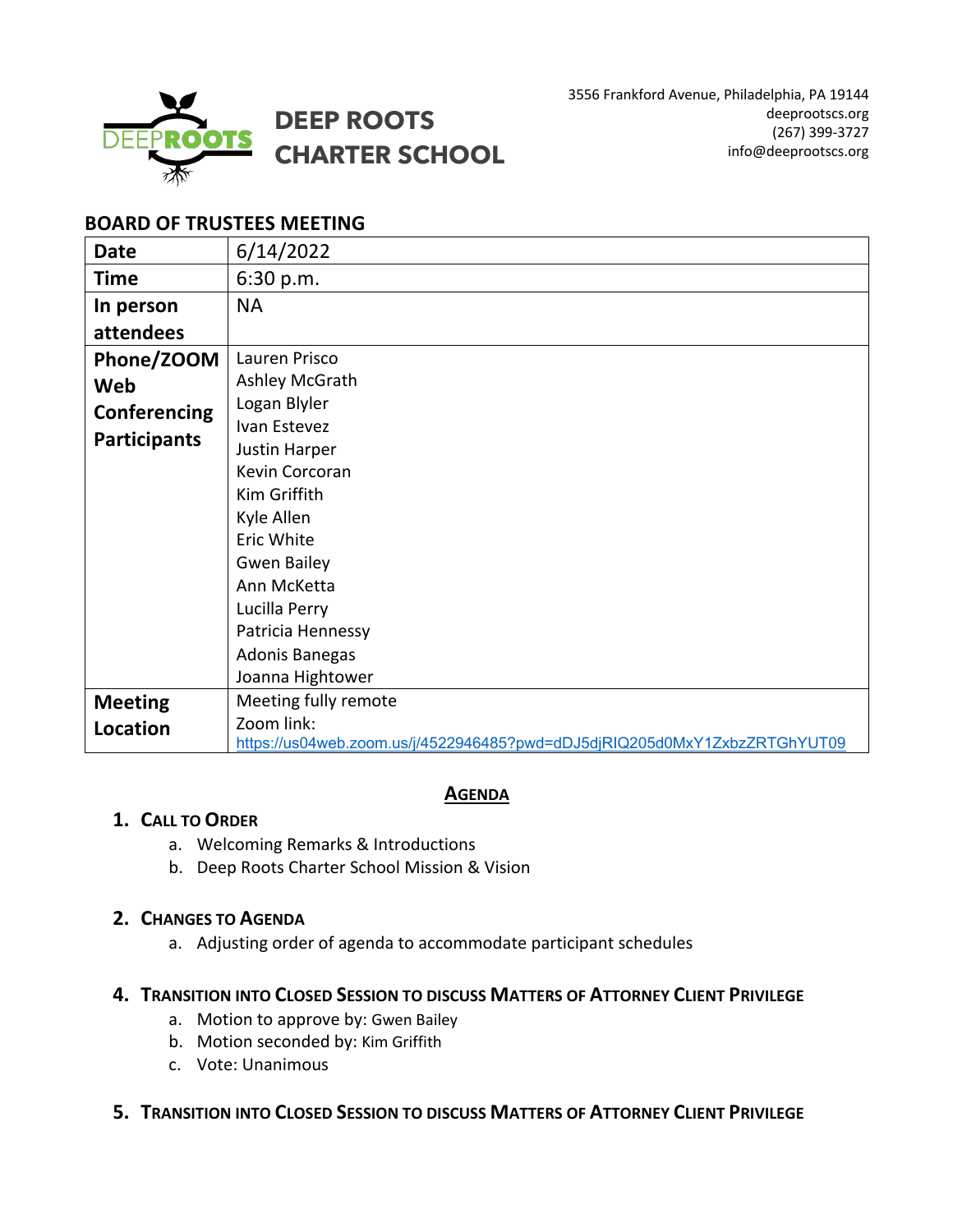# DEEP ROOTS CHARTER SCHOOL

3556 Frankford Avenue, Philadelphia, PA 19144
deeprootscs.org
(267) 399-3727
info@deeprootscs.org

## BOARD OF TRUSTEES MEETING

| **Date** | 6/14/2022 |
|---|---|
| **Time** | 6:30 p.m. |
| **In person attendees** | NA |
| **Phone/ZOOM Web Conferencing Participants** | Lauren Prisco<br>Ashley McGrath<br>Logan Blyler<br>Ivan Estevez<br>Justin Harper<br>Kevin Corcoran<br>Kim Griffith<br>Kyle Allen<br>Eric White<br>Gwen Bailey<br>Ann McKetta<br>Lucilla Perry<br>Patricia Hennessy<br>Adonis Banegas<br>Joanna Hightower |
| **Meeting Location** | Meeting fully remote<br>Zoom link:<br>https://us04web.zoom.us/j/4522946485?pwd=dDJ5djRIQ205d0MxY1ZxbzZRTGhYUT09 |

## AGENDA

1. **CALL TO ORDER**
   a. Welcoming Remarks & Introductions
   b. Deep Roots Charter School Mission & Vision

2. **CHANGES TO AGENDA**
   a. Adjusting order of agenda to accommodate participant schedules

4. **TRANSITION INTO CLOSED SESSION TO DISCUSS MATTERS OF ATTORNEY CLIENT PRIVILEGE**
   a. Motion to approve by: Gwen Bailey
   b. Motion seconded by: Kim Griffith
   c. Vote: Unanimous

5. **TRANSITION INTO CLOSED SESSION TO DISCUSS MATTERS OF ATTORNEY CLIENT PRIVILEGE**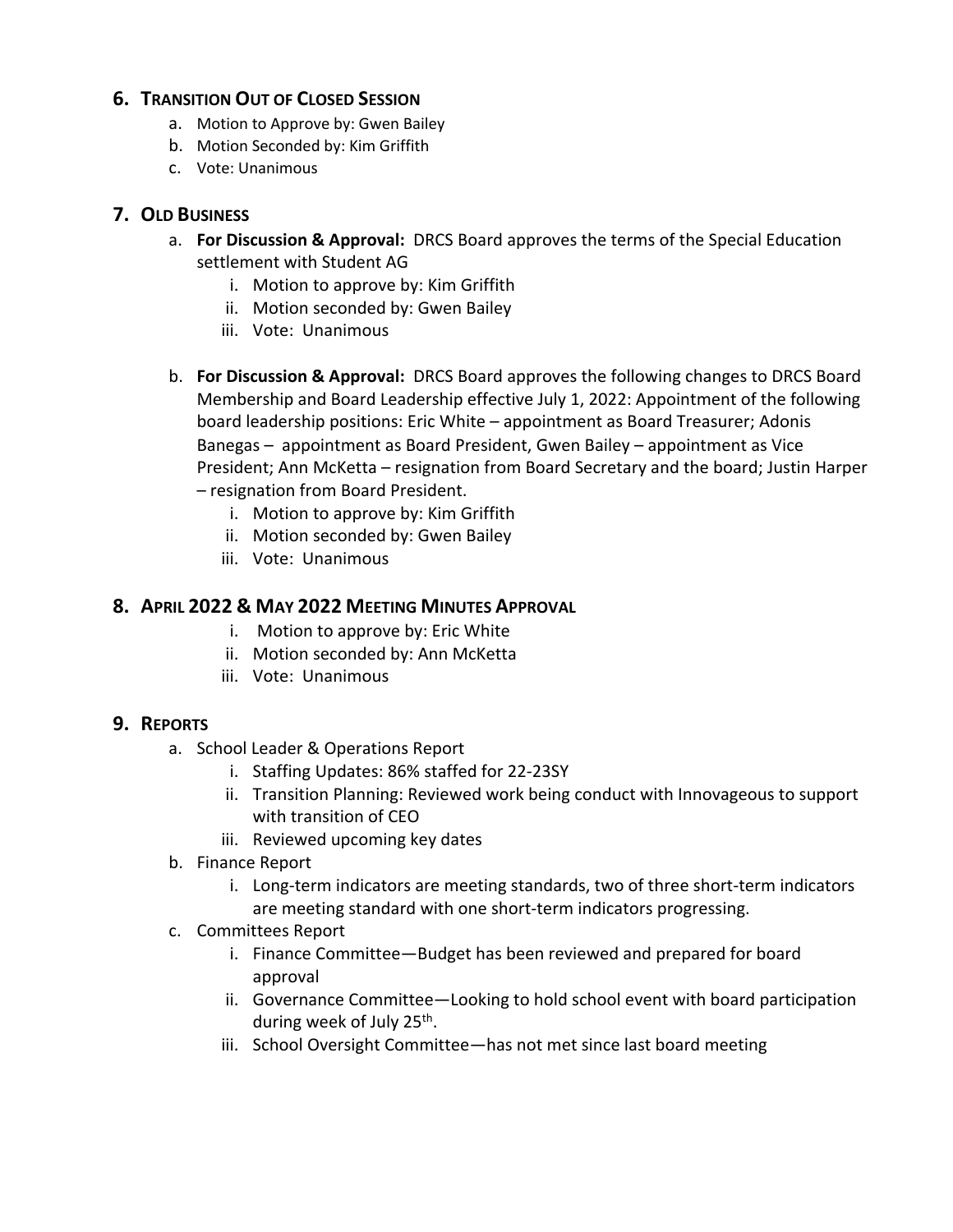## 6. Transition Out of Closed Session

a. Motion to Approve by: Gwen Bailey
b. Motion Seconded by: Kim Griffith
c. Vote: Unanimous

## 7. Old Business

a. **For Discussion & Approval:** DRCS Board approves the terms of the Special Education settlement with Student AG
   i. Motion to approve by: Kim Griffith
   ii. Motion seconded by: Gwen Bailey
   iii. Vote: Unanimous

b. **For Discussion & Approval:** DRCS Board approves the following changes to DRCS Board Membership and Board Leadership effective July 1, 2022: Appointment of the following board leadership positions: Eric White – appointment as Board Treasurer; Adonis Banegas – appointment as Board President, Gwen Bailey – appointment as Vice President; Ann McKetta – resignation from Board Secretary and the board; Justin Harper – resignation from Board President.
   i. Motion to approve by: Kim Griffith
   ii. Motion seconded by: Gwen Bailey
   iii. Vote: Unanimous

## 8. April 2022 & May 2022 Meeting Minutes Approval

i. Motion to approve by: Eric White
ii. Motion seconded by: Ann McKetta
iii. Vote: Unanimous

## 9. Reports

a. School Leader & Operations Report
   i. Staffing Updates: 86% staffed for 22-23SY
   ii. Transition Planning: Reviewed work being conduct with Innovageous to support with transition of CEO
   iii. Reviewed upcoming key dates
b. Finance Report
   i. Long-term indicators are meeting standards, two of three short-term indicators are meeting standard with one short-term indicators progressing.
c. Committees Report
   i. Finance Committee—Budget has been reviewed and prepared for board approval
   ii. Governance Committee—Looking to hold school event with board participation during week of July 25th.
   iii. School Oversight Committee—has not met since last board meeting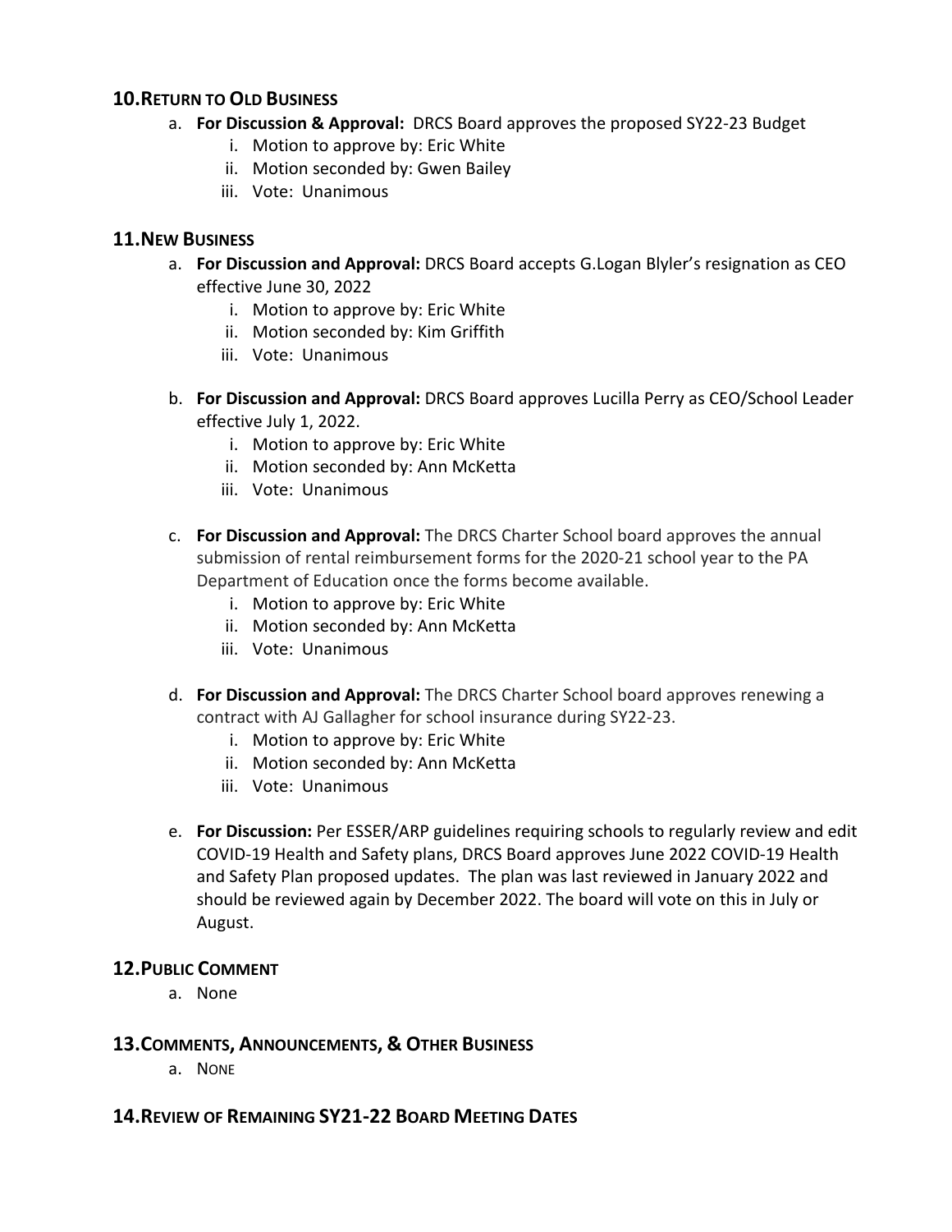## 10. RETURN TO OLD BUSINESS

a. **For Discussion & Approval:** DRCS Board approves the proposed SY22-23 Budget
    i. Motion to approve by: Eric White
    ii. Motion seconded by: Gwen Bailey
    iii. Vote: Unanimous

## 11. NEW BUSINESS

a. **For Discussion and Approval:** DRCS Board accepts G.Logan Blyler's resignation as CEO effective June 30, 2022
    i. Motion to approve by: Eric White
    ii. Motion seconded by: Kim Griffith
    iii. Vote: Unanimous

b. **For Discussion and Approval:** DRCS Board approves Lucilla Perry as CEO/School Leader effective July 1, 2022.
    i. Motion to approve by: Eric White
    ii. Motion seconded by: Ann McKetta
    iii. Vote: Unanimous

c. **For Discussion and Approval:** The DRCS Charter School board approves the annual submission of rental reimbursement forms for the 2020-21 school year to the PA Department of Education once the forms become available.
    i. Motion to approve by: Eric White
    ii. Motion seconded by: Ann McKetta
    iii. Vote: Unanimous

d. **For Discussion and Approval:** The DRCS Charter School board approves renewing a contract with AJ Gallagher for school insurance during SY22-23.
    i. Motion to approve by: Eric White
    ii. Motion seconded by: Ann McKetta
    iii. Vote: Unanimous

e. **For Discussion:** Per ESSER/ARP guidelines requiring schools to regularly review and edit COVID-19 Health and Safety plans, DRCS Board approves June 2022 COVID-19 Health and Safety Plan proposed updates. The plan was last reviewed in January 2022 and should be reviewed again by December 2022. The board will vote on this in July or August.

## 12. PUBLIC COMMENT

a. None

## 13. COMMENTS, ANNOUNCEMENTS, & OTHER BUSINESS

a. NONE

## 14. REVIEW OF REMAINING SY21-22 BOARD MEETING DATES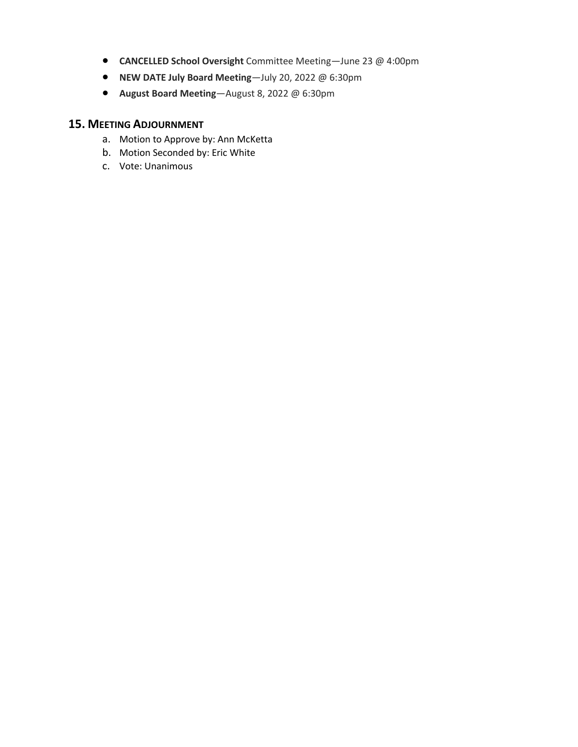- **CANCELLED School Oversight** Committee Meeting—June 23 @ 4:00pm
- **NEW DATE July Board Meeting**—July 20, 2022 @ 6:30pm
- **August Board Meeting**—August 8, 2022 @ 6:30pm

## 15. MEETING ADJOURNMENT

a. Motion to Approve by: Ann McKetta
b. Motion Seconded by: Eric White
c. Vote: Unanimous